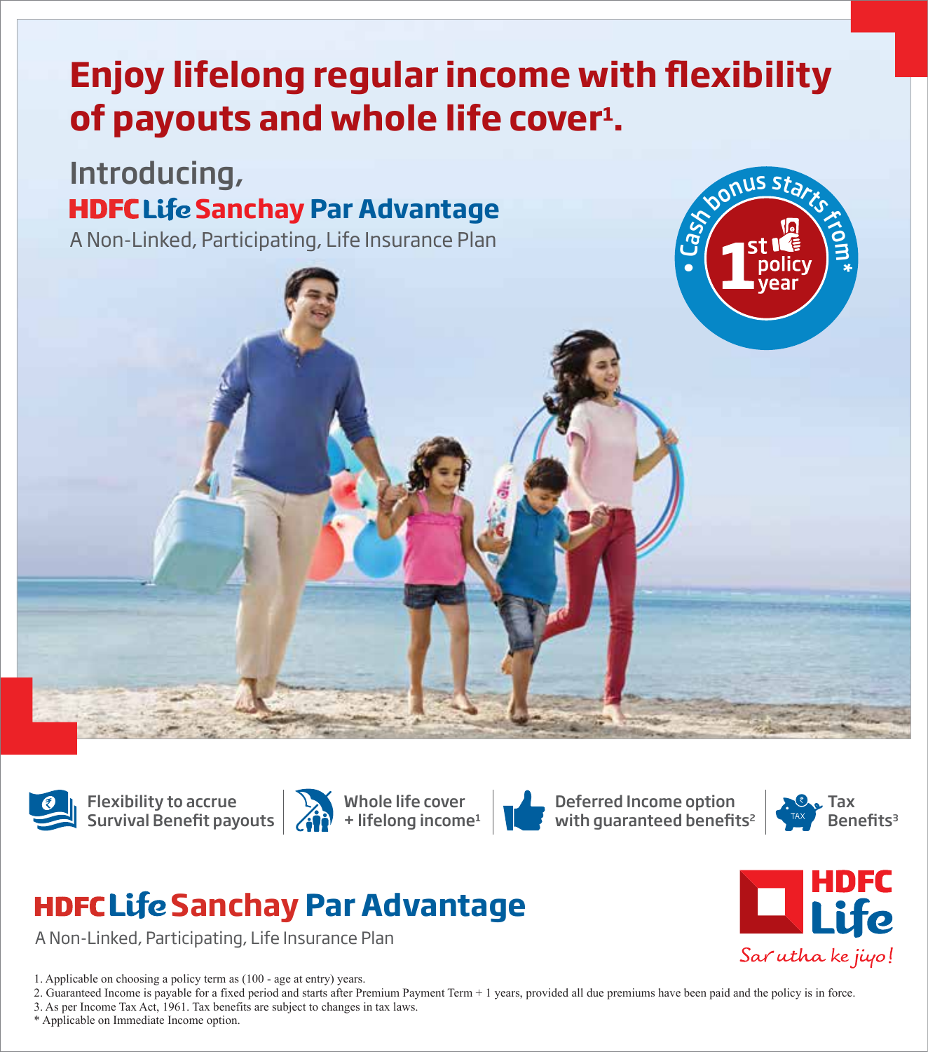# Enjoy lifelong regular income with flexibility of payouts and whole life cover[1].

Introducing,

## HDFC Life Sanchay Par Advantage

A Non-Linked, Participating, Life Insurance Plan

Cash bonus starts from* 1st policy year

- Flexibility to accrue Survival Benefit payouts
- Whole life cover + lifelong income[1]
- Deferred Income option with guaranteed benefits[2]
- Tax Benefits[3]

## HDFC Life Sanchay Par Advantage

A Non-Linked, Participating, Life Insurance Plan

HDFC Life

*Sar utha ke jiyo!*

1. Applicable on choosing a policy term as (100 - age at entry) years.
2. Guaranteed Income is payable for a fixed period and starts after Premium Payment Term + 1 years, provided all due premiums have been paid and the policy is in force.
3. As per Income Tax Act, 1961. Tax benefits are subject to changes in tax laws.

\* Applicable on Immediate Income option.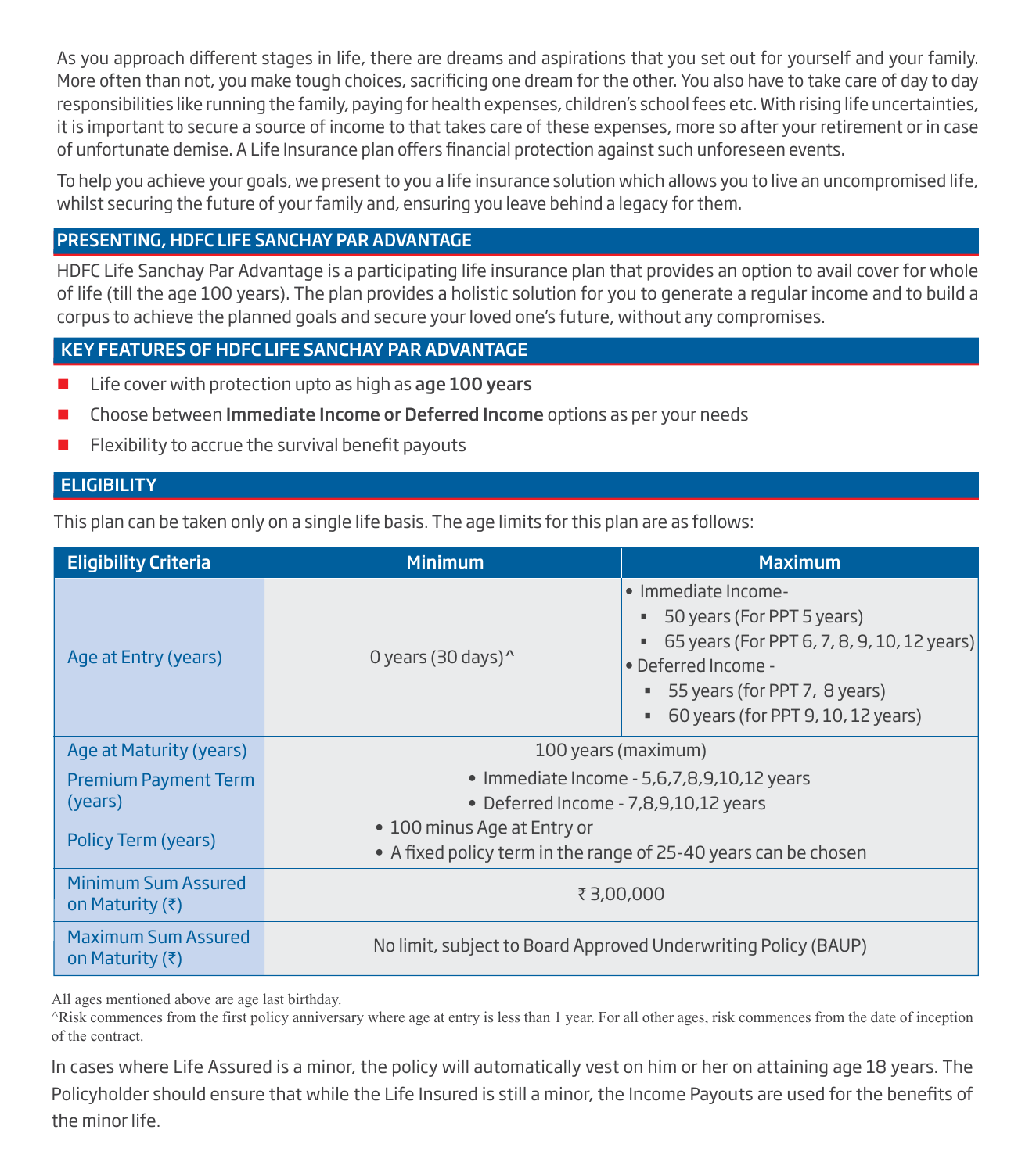As you approach different stages in life, there are dreams and aspirations that you set out for yourself and your family. More often than not, you make tough choices, sacrificing one dream for the other. You also have to take care of day to day responsibilities like running the family, paying for health expenses, children's school fees etc. With rising life uncertainties, it is important to secure a source of income to that takes care of these expenses, more so after your retirement or in case of unfortunate demise. A Life Insurance plan offers financial protection against such unforeseen events.

To help you achieve your goals, we present to you a life insurance solution which allows you to live an uncompromised life, whilst securing the future of your family and, ensuring you leave behind a legacy for them.

## PRESENTING, HDFC LIFE SANCHAY PAR ADVANTAGE

HDFC Life Sanchay Par Advantage is a participating life insurance plan that provides an option to avail cover for whole of life (till the age 100 years). The plan provides a holistic solution for you to generate a regular income and to build a corpus to achieve the planned goals and secure your loved one's future, without any compromises.

## KEY FEATURES OF HDFC LIFE SANCHAY PAR ADVANTAGE

- Life cover with protection upto as high as **age 100 years**
- Choose between **Immediate Income or Deferred Income** options as per your needs
- Flexibility to accrue the survival benefit payouts

## ELIGIBILITY

This plan can be taken only on a single life basis. The age limits for this plan are as follows:

| Eligibility Criteria | Minimum | Maximum |
|---|---|---|
| Age at Entry (years) | 0 years (30 days)^ | • Immediate Income-<br>▪ 50 years (For PPT 5 years)<br>▪ 65 years (For PPT 6, 7, 8, 9, 10, 12 years)<br>• Deferred Income -<br>▪ 55 years (for PPT 7, 8 years)<br>▪ 60 years (for PPT 9, 10, 12 years) |
| Age at Maturity (years) | 100 years (maximum) | |
| Premium Payment Term (years) | • Immediate Income - 5,6,7,8,9,10,12 years<br>• Deferred Income - 7,8,9,10,12 years | |
| Policy Term (years) | • 100 minus Age at Entry or<br>• A fixed policy term in the range of 25-40 years can be chosen | |
| Minimum Sum Assured on Maturity (₹) | ₹ 3,00,000 | |
| Maximum Sum Assured on Maturity (₹) | No limit, subject to Board Approved Underwriting Policy (BAUP) | |

All ages mentioned above are age last birthday.

^Risk commences from the first policy anniversary where age at entry is less than 1 year. For all other ages, risk commences from the date of inception of the contract.

In cases where Life Assured is a minor, the policy will automatically vest on him or her on attaining age 18 years. The Policyholder should ensure that while the Life Insured is still a minor, the Income Payouts are used for the benefits of the minor life.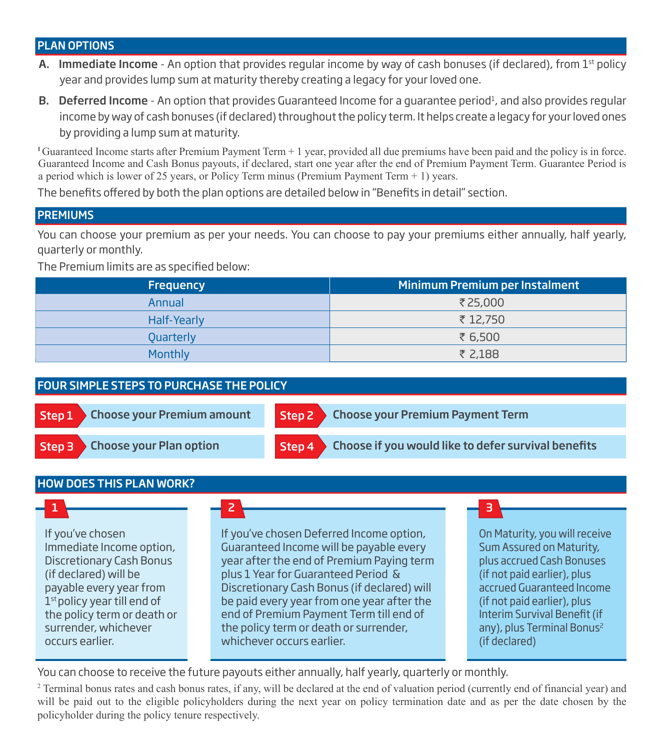## PLAN OPTIONS

**A. Immediate Income** - An option that provides regular income by way of cash bonuses (if declared), from 1st policy year and provides lump sum at maturity thereby creating a legacy for your loved one.

**B. Deferred Income** - An option that provides Guaranteed Income for a guarantee period[1], and also provides regular income by way of cash bonuses (if declared) throughout the policy term. It helps create a legacy for your loved ones by providing a lump sum at maturity.

[1] Guaranteed Income starts after Premium Payment Term + 1 year, provided all due premiums have been paid and the policy is in force. Guaranteed Income and Cash Bonus payouts, if declared, start one year after the end of Premium Payment Term. Guarantee Period is a period which is lower of 25 years, or Policy Term minus (Premium Payment Term + 1) years.

The benefits offered by both the plan options are detailed below in "Benefits in detail" section.

## PREMIUMS

You can choose your premium as per your needs. You can choose to pay your premiums either annually, half yearly, quarterly or monthly.

The Premium limits are as specified below:

| Frequency | Minimum Premium per Instalment |
|---|---|
| Annual | ₹ 25,000 |
| Half-Yearly | ₹ 12,750 |
| Quarterly | ₹ 6,500 |
| Monthly | ₹ 2,188 |

## FOUR SIMPLE STEPS TO PURCHASE THE POLICY

**Step 1** Choose your Premium amount

**Step 2** Choose your Premium Payment Term

**Step 3** Choose your Plan option

**Step 4** Choose if you would like to defer survival benefits

## HOW DOES THIS PLAN WORK?

**1** If you've chosen Immediate Income option, Discretionary Cash Bonus (if declared) will be payable every year from 1st policy year till end of the policy term or death or surrender, whichever occurs earlier.

**2** If you've chosen Deferred Income option, Guaranteed Income will be payable every year after the end of Premium Paying term plus 1 Year for Guaranteed Period & Discretionary Cash Bonus (if declared) will be paid every year from one year after the end of Premium Payment Term till end of the policy term or death or surrender, whichever occurs earlier.

**3** On Maturity, you will receive Sum Assured on Maturity, plus accrued Cash Bonuses (if not paid earlier), plus accrued Guaranteed Income (if not paid earlier), plus Interim Survival Benefit (if any), plus Terminal Bonus[2] (if declared)

You can choose to receive the future payouts either annually, half yearly, quarterly or monthly.

[2] Terminal bonus rates and cash bonus rates, if any, will be declared at the end of valuation period (currently end of financial year) and will be paid out to the eligible policyholders during the next year on policy termination date and as per the date chosen by the policyholder during the policy tenure respectively.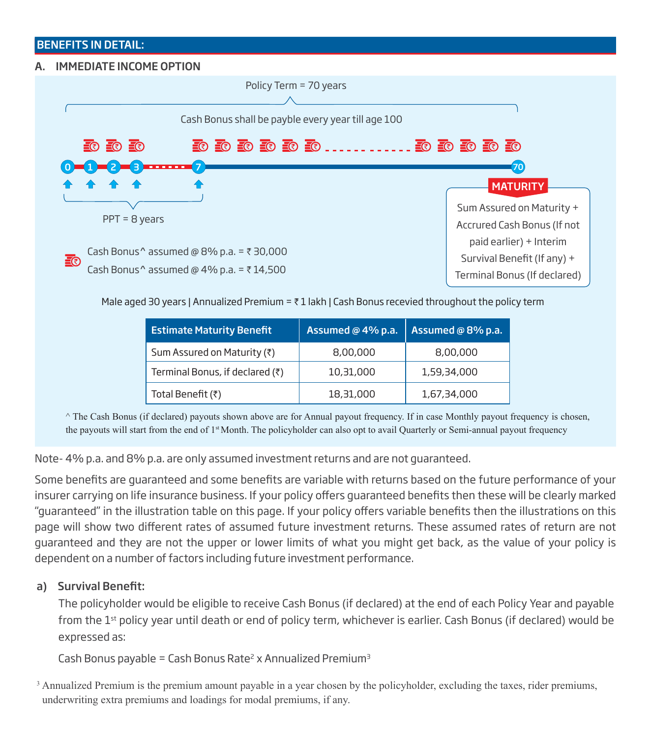## BENEFITS IN DETAIL:

### A. IMMEDIATE INCOME OPTION

Policy Term = 70 years

Cash Bonus shall be payble every year till age 100

0 1 2 3 ...... 7 ............ 70

PPT = 8 years

Cash Bonus^ assumed @ 8% p.a. = ₹ 30,000

Cash Bonus^ assumed @ 4% p.a. = ₹ 14,500

**MATURITY**

Sum Assured on Maturity + Accrued Cash Bonus (If not paid earlier) + Interim Survival Benefit (If any) + Terminal Bonus (If declared)

Male aged 30 years | Annualized Premium = ₹ 1 lakh | Cash Bonus recevied throughout the policy term

| Estimate Maturity Benefit | Assumed @ 4% p.a. | Assumed @ 8% p.a. |
|---|---|---|
| Sum Assured on Maturity (₹) | 8,00,000 | 8,00,000 |
| Terminal Bonus, if declared (₹) | 10,31,000 | 1,59,34,000 |
| Total Benefit (₹) | 18,31,000 | 1,67,34,000 |

^ The Cash Bonus (if declared) payouts shown above are for Annual payout frequency. If in case Monthly payout frequency is chosen, the payouts will start from the end of 1st Month. The policyholder can also opt to avail Quarterly or Semi-annual payout frequency

Note- 4% p.a. and 8% p.a. are only assumed investment returns and are not guaranteed.

Some benefits are guaranteed and some benefits are variable with returns based on the future performance of your insurer carrying on life insurance business. If your policy offers guaranteed benefits then these will be clearly marked "guaranteed" in the illustration table on this page. If your policy offers variable benefits then the illustrations on this page will show two different rates of assumed future investment returns. These assumed rates of return are not guaranteed and they are not the upper or lower limits of what you might get back, as the value of your policy is dependent on a number of factors including future investment performance.

**a) Survival Benefit:**

The policyholder would be eligible to receive Cash Bonus (if declared) at the end of each Policy Year and payable from the 1st policy year until death or end of policy term, whichever is earlier. Cash Bonus (if declared) would be expressed as:

Cash Bonus payable = Cash Bonus Rate[2] x Annualized Premium[3]

[3] Annualized Premium is the premium amount payable in a year chosen by the policyholder, excluding the taxes, rider premiums, underwriting extra premiums and loadings for modal premiums, if any.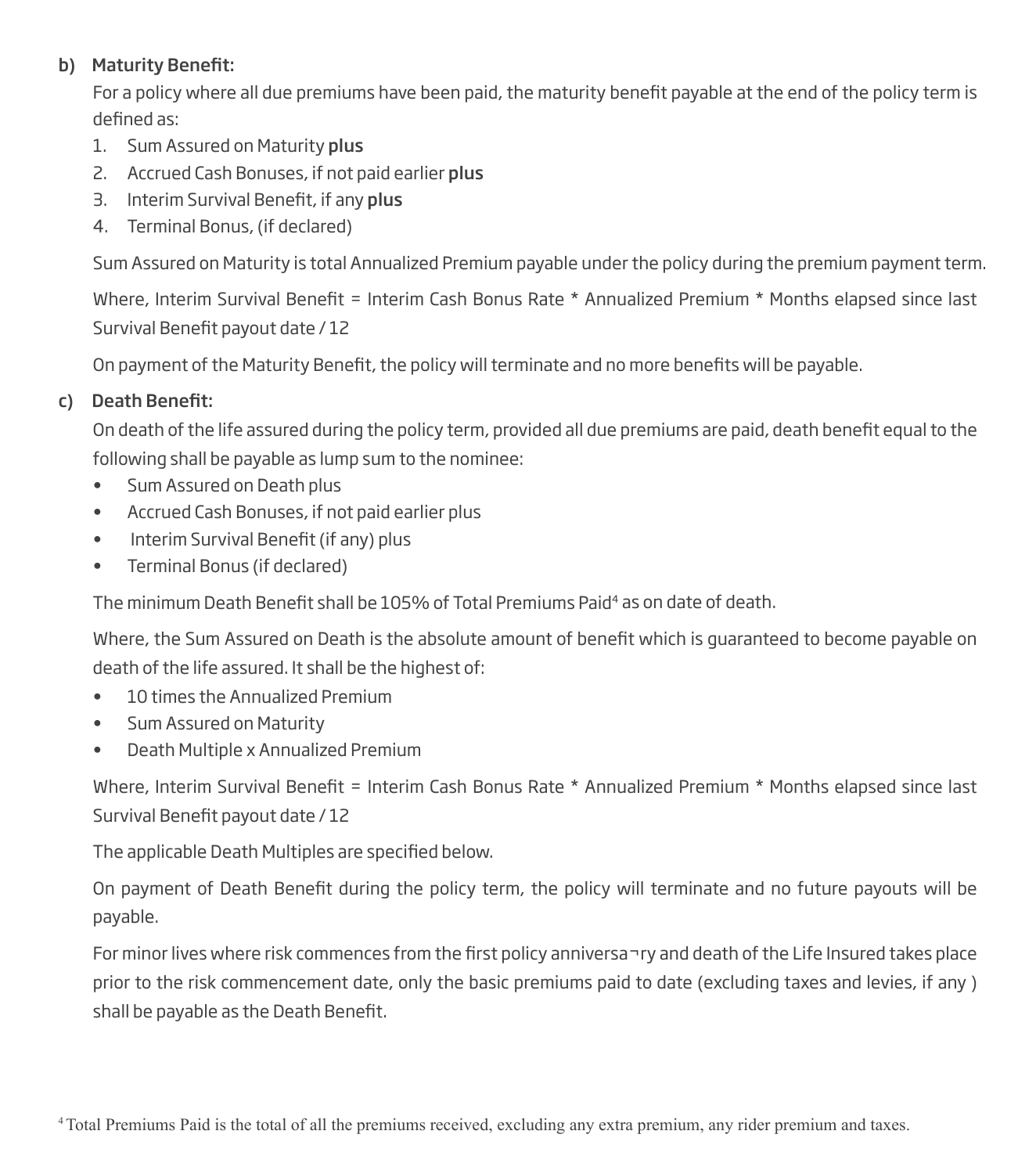b) **Maturity Benefit:**

For a policy where all due premiums have been paid, the maturity benefit payable at the end of the policy term is defined as:

1. Sum Assured on Maturity **plus**
2. Accrued Cash Bonuses, if not paid earlier **plus**
3. Interim Survival Benefit, if any **plus**
4. Terminal Bonus, (if declared)

Sum Assured on Maturity is total Annualized Premium payable under the policy during the premium payment term.

Where, Interim Survival Benefit = Interim Cash Bonus Rate * Annualized Premium * Months elapsed since last Survival Benefit payout date / 12

On payment of the Maturity Benefit, the policy will terminate and no more benefits will be payable.

c) **Death Benefit:**

On death of the life assured during the policy term, provided all due premiums are paid, death benefit equal to the following shall be payable as lump sum to the nominee:

- Sum Assured on Death plus
- Accrued Cash Bonuses, if not paid earlier plus
- Interim Survival Benefit (if any) plus
- Terminal Bonus (if declared)

The minimum Death Benefit shall be 105% of Total Premiums Paid[4] as on date of death.

Where, the Sum Assured on Death is the absolute amount of benefit which is guaranteed to become payable on death of the life assured. It shall be the highest of:

- 10 times the Annualized Premium
- Sum Assured on Maturity
- Death Multiple x Annualized Premium

Where, Interim Survival Benefit = Interim Cash Bonus Rate * Annualized Premium * Months elapsed since last Survival Benefit payout date / 12

The applicable Death Multiples are specified below.

On payment of Death Benefit during the policy term, the policy will terminate and no future payouts will be payable.

For minor lives where risk commences from the first policy annversa¬ry and death of the Life Insured takes place prior to the risk commencement date, only the basic premiums paid to date (excluding taxes and levies, if any ) shall be payable as the Death Benefit.

[4] Total Premiums Paid is the total of all the premiums received, excluding any extra premium, any rider premium and taxes.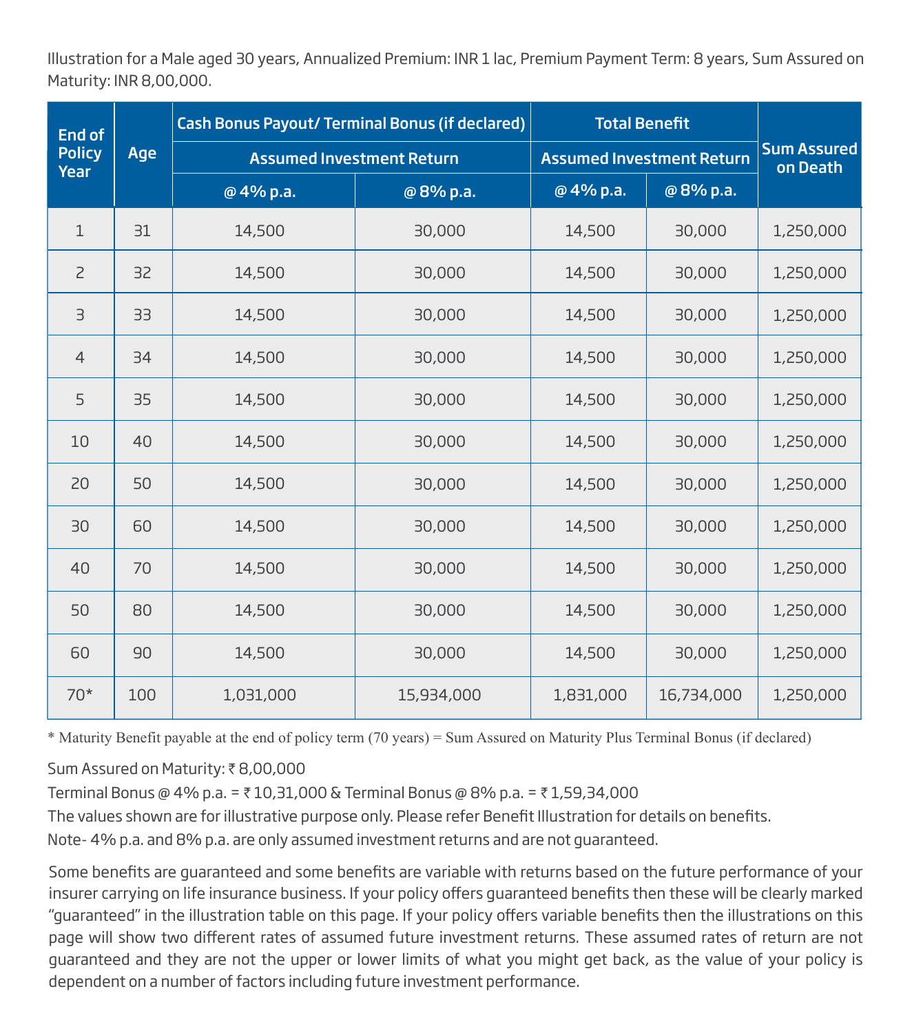Illustration for a Male aged 30 years, Annualized Premium: INR 1 lac, Premium Payment Term: 8 years, Sum Assured on Maturity: INR 8,00,000.

| End of Policy Year | Age | Cash Bonus Payout/ Terminal Bonus (if declared) | | Total Benefit | | Sum Assured on Death |
|---|---|---|---|---|---|---|
| | | Assumed Investment Return | | Assumed Investment Return | | |
| | | @ 4% p.a. | @ 8% p.a. | @ 4% p.a. | @ 8% p.a. | |
| 1 | 31 | 14,500 | 30,000 | 14,500 | 30,000 | 1,250,000 |
| 2 | 32 | 14,500 | 30,000 | 14,500 | 30,000 | 1,250,000 |
| 3 | 33 | 14,500 | 30,000 | 14,500 | 30,000 | 1,250,000 |
| 4 | 34 | 14,500 | 30,000 | 14,500 | 30,000 | 1,250,000 |
| 5 | 35 | 14,500 | 30,000 | 14,500 | 30,000 | 1,250,000 |
| 10 | 40 | 14,500 | 30,000 | 14,500 | 30,000 | 1,250,000 |
| 20 | 50 | 14,500 | 30,000 | 14,500 | 30,000 | 1,250,000 |
| 30 | 60 | 14,500 | 30,000 | 14,500 | 30,000 | 1,250,000 |
| 40 | 70 | 14,500 | 30,000 | 14,500 | 30,000 | 1,250,000 |
| 50 | 80 | 14,500 | 30,000 | 14,500 | 30,000 | 1,250,000 |
| 60 | 90 | 14,500 | 30,000 | 14,500 | 30,000 | 1,250,000 |
| 70* | 100 | 1,031,000 | 15,934,000 | 1,831,000 | 16,734,000 | 1,250,000 |

* Maturity Benefit payable at the end of policy term (70 years) = Sum Assured on Maturity Plus Terminal Bonus (if declared)

Sum Assured on Maturity: ₹ 8,00,000

Terminal Bonus @ 4% p.a. = ₹ 10,31,000 & Terminal Bonus @ 8% p.a. = ₹ 1,59,34,000

The values shown are for illustrative purpose only. Please refer Benefit Illustration for details on benefits.

Note- 4% p.a. and 8% p.a. are only assumed investment returns and are not guaranteed.

Some benefits are guaranteed and some benefits are variable with returns based on the future performance of your insurer carrying on life insurance business. If your policy offers guaranteed benefits then these will be clearly marked "guaranteed" in the illustration table on this page. If your policy offers variable benefits then the illustrations on this page will show two different rates of assumed future investment returns. These assumed rates of return are not guaranteed and they are not the upper or lower limits of what you might get back, as the value of your policy is dependent on a number of factors including future investment performance.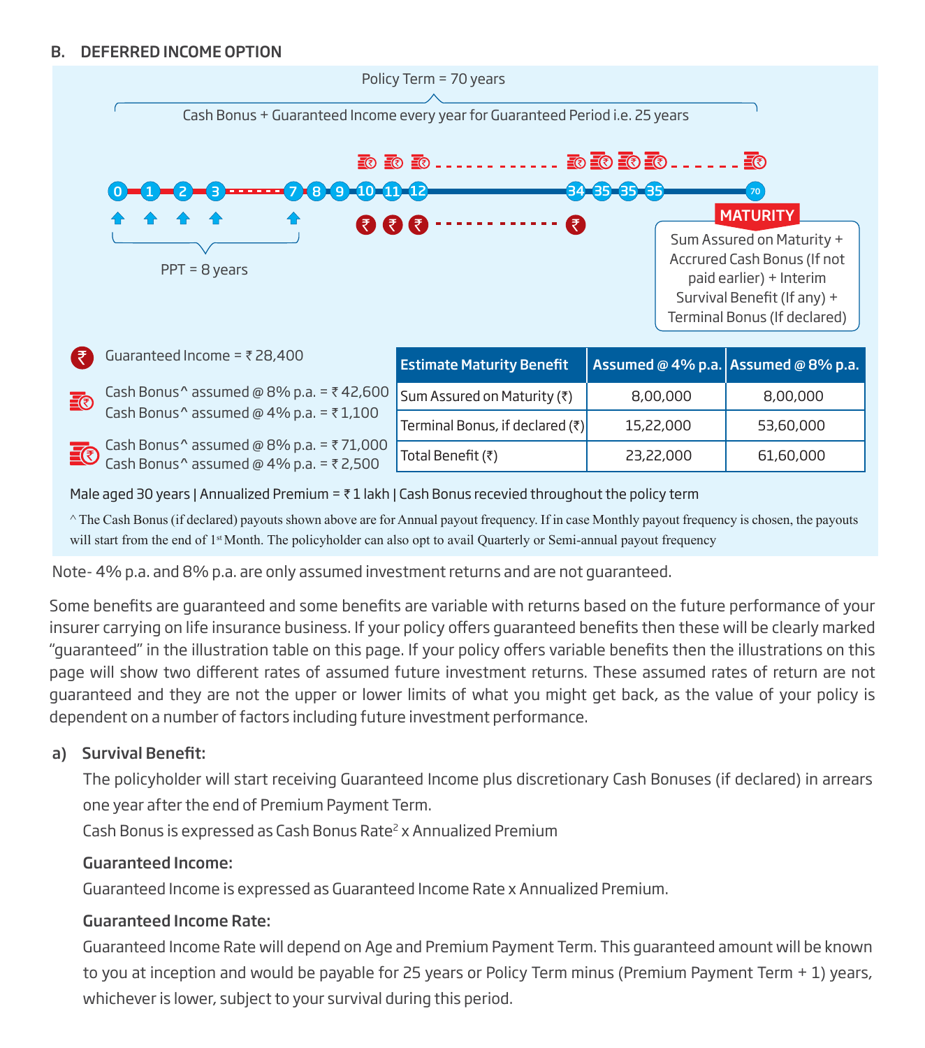## B. DEFERRED INCOME OPTION

Policy Term = 70 years

Cash Bonus + Guaranteed Income every year for Guaranteed Period i.e. 25 years

0 1 2 3 ------ 7 8 9 10 11 12 ------ 34 35 35 35 ------ 70

PPT = 8 years

**MATURITY**

Sum Assured on Maturity + Accrured Cash Bonus (If not paid earlier) + Interim Survival Benefit (If any) + Terminal Bonus (If declared)

Guaranteed Income = ₹ 28,400

Cash Bonus^ assumed @ 8% p.a. = ₹ 42,600
Cash Bonus^ assumed @ 4% p.a. = ₹ 1,100

Cash Bonus^ assumed @ 8% p.a. = ₹ 71,000
Cash Bonus^ assumed @ 4% p.a. = ₹ 2,500

| Estimate Maturity Benefit | Assumed @ 4% p.a. | Assumed @ 8% p.a. |
|---|---|---|
| Sum Assured on Maturity (₹) | 8,00,000 | 8,00,000 |
| Terminal Bonus, if declared (₹) | 15,22,000 | 53,60,000 |
| Total Benefit (₹) | 23,22,000 | 61,60,000 |

Male aged 30 years | Annualized Premium = ₹ 1 lakh | Cash Bonus recevied throughout the policy term

^ The Cash Bonus (if declared) payouts shown above are for Annual payout frequency. If in case Monthly payout frequency is chosen, the payouts will start from the end of 1st Month. The policyholder can also opt to avail Quarterly or Semi-annual payout frequency

Note- 4% p.a. and 8% p.a. are only assumed investment returns and are not guaranteed.

Some benefits are guaranteed and some benefits are variable with returns based on the future performance of your insurer carrying on life insurance business. If your policy offers guaranteed benefits then these will be clearly marked "guaranteed" in the illustration table on this page. If your policy offers variable benefits then the illustrations on this page will show two different rates of assumed future investment returns. These assumed rates of return are not guaranteed and they are not the upper or lower limits of what you might get back, as the value of your policy is dependent on a number of factors including future investment performance.

**a) Survival Benefit:**

The policyholder will start receiving Guaranteed Income plus discretionary Cash Bonuses (if declared) in arrears one year after the end of Premium Payment Term.

Cash Bonus is expressed as Cash Bonus Rate[2] x Annualized Premium

**Guaranteed Income:**

Guaranteed Income is expressed as Guaranteed Income Rate x Annualized Premium.

**Guaranteed Income Rate:**

Guaranteed Income Rate will depend on Age and Premium Payment Term. This guaranteed amount will be known to you at inception and would be payable for 25 years or Policy Term minus (Premium Payment Term + 1) years, whichever is lower, subject to your survival during this period.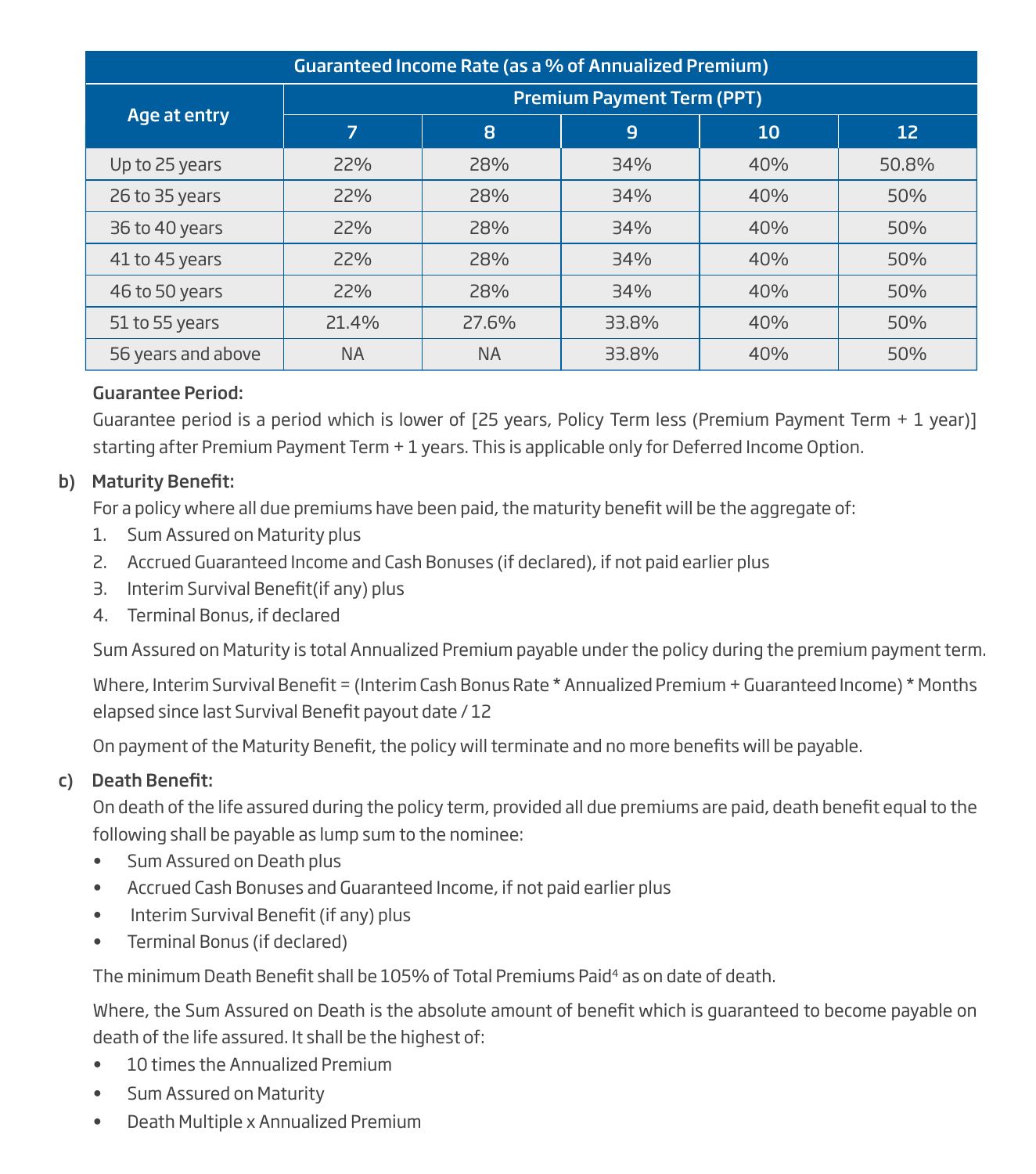| Guaranteed Income Rate (as a % of Annualized Premium) | | | | | |
|---|---|---|---|---|---|
| Age at entry | Premium Payment Term (PPT) | | | | |
| | 7 | 8 | 9 | 10 | 12 |
| Up to 25 years | 22% | 28% | 34% | 40% | 50.8% |
| 26 to 35 years | 22% | 28% | 34% | 40% | 50% |
| 36 to 40 years | 22% | 28% | 34% | 40% | 50% |
| 41 to 45 years | 22% | 28% | 34% | 40% | 50% |
| 46 to 50 years | 22% | 28% | 34% | 40% | 50% |
| 51 to 55 years | 21.4% | 27.6% | 33.8% | 40% | 50% |
| 56 years and above | NA | NA | 33.8% | 40% | 50% |

**Guarantee Period:**

Guarantee period is a period which is lower of [25 years, Policy Term less (Premium Payment Term + 1 year)] starting after Premium Payment Term + 1 years. This is applicable only for Deferred Income Option.

**b) Maturity Benefit:**

For a policy where all due premiums have been paid, the maturity benefit will be the aggregate of:

1. Sum Assured on Maturity plus
2. Accrued Guaranteed Income and Cash Bonuses (if declared), if not paid earlier plus
3. Interim Survival Benefit(if any) plus
4. Terminal Bonus, if declared

Sum Assured on Maturity is total Annualized Premium payable under the policy during the premium payment term.

Where, Interim Survival Benefit = (Interim Cash Bonus Rate * Annualized Premium + Guaranteed Income) * Months elapsed since last Survival Benefit payout date / 12

On payment of the Maturity Benefit, the policy will terminate and no more benefits will be payable.

**c) Death Benefit:**

On death of the life assured during the policy term, provided all due premiums are paid, death benefit equal to the following shall be payable as lump sum to the nominee:

- Sum Assured on Death plus
- Accrued Cash Bonuses and Guaranteed Income, if not paid earlier plus
- Interim Survival Benefit (if any) plus
- Terminal Bonus (if declared)

The minimum Death Benefit shall be 105% of Total Premiums Paid[4] as on date of death.

Where, the Sum Assured on Death is the absolute amount of benefit which is guaranteed to become payable on death of the life assured. It shall be the highest of:

- 10 times the Annualized Premium
- Sum Assured on Maturity
- Death Multiple x Annualized Premium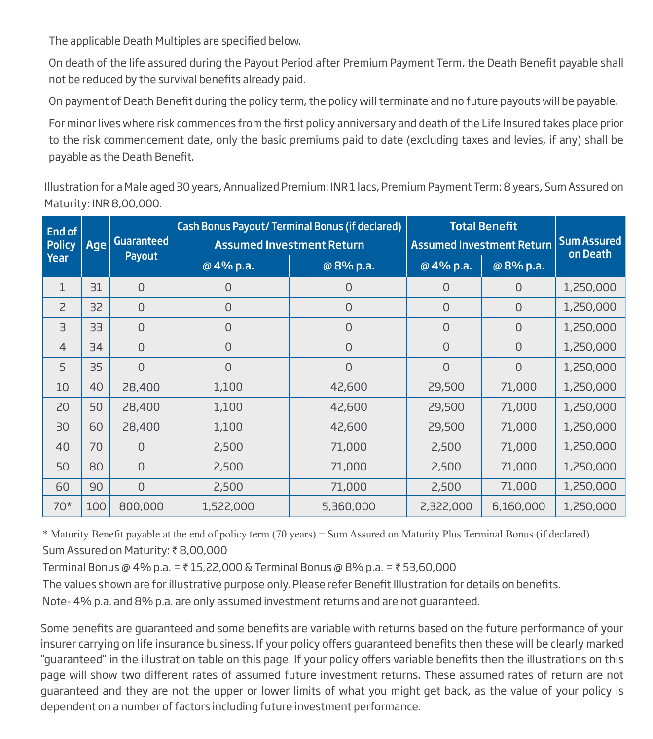The applicable Death Multiples are specified below.

On death of the life assured during the Payout Period after Premium Payment Term, the Death Benefit payable shall not be reduced by the survival benefits already paid.

On payment of Death Benefit during the policy term, the policy will terminate and no future payouts will be payable.

For minor lives where risk commences from the first policy anniversary and death of the Life Insured takes place prior to the risk commencement date, only the basic premiums paid to date (excluding taxes and levies, if any) shall be payable as the Death Benefit.

Illustration for a Male aged 30 years, Annualized Premium: INR 1 lacs, Premium Payment Term: 8 years, Sum Assured on Maturity: INR 8,00,000.

| End of Policy Year | Age | Guaranteed Payout | Cash Bonus Payout/ Terminal Bonus (if declared) Assumed Investment Return | | Total Benefit Assumed Investment Return | | Sum Assured on Death |
|---|---|---|---|---|---|---|---|
| | | | @ 4% p.a. | @ 8% p.a. | @ 4% p.a. | @ 8% p.a. | |
| 1 | 31 | 0 | 0 | 0 | 0 | 0 | 1,250,000 |
| 2 | 32 | 0 | 0 | 0 | 0 | 0 | 1,250,000 |
| 3 | 33 | 0 | 0 | 0 | 0 | 0 | 1,250,000 |
| 4 | 34 | 0 | 0 | 0 | 0 | 0 | 1,250,000 |
| 5 | 35 | 0 | 0 | 0 | 0 | 0 | 1,250,000 |
| 10 | 40 | 28,400 | 1,100 | 42,600 | 29,500 | 71,000 | 1,250,000 |
| 20 | 50 | 28,400 | 1,100 | 42,600 | 29,500 | 71,000 | 1,250,000 |
| 30 | 60 | 28,400 | 1,100 | 42,600 | 29,500 | 71,000 | 1,250,000 |
| 40 | 70 | 0 | 2,500 | 71,000 | 2,500 | 71,000 | 1,250,000 |
| 50 | 80 | 0 | 2,500 | 71,000 | 2,500 | 71,000 | 1,250,000 |
| 60 | 90 | 0 | 2,500 | 71,000 | 2,500 | 71,000 | 1,250,000 |
| 70* | 100 | 800,000 | 1,522,000 | 5,360,000 | 2,322,000 | 6,160,000 | 1,250,000 |

* Maturity Benefit payable at the end of policy term (70 years) = Sum Assured on Maturity Plus Terminal Bonus (if declared)

Sum Assured on Maturity: ₹ 8,00,000

Terminal Bonus @ 4% p.a. = ₹ 15,22,000 & Terminal Bonus @ 8% p.a. = ₹ 53,60,000

The values shown are for illustrative purpose only. Please refer Benefit Illustration for details on benefits.

Note- 4% p.a. and 8% p.a. are only assumed investment returns and are not guaranteed.

Some benefits are guaranteed and some benefits are variable with returns based on the future performance of your insurer carrying on life insurance business. If your policy offers guaranteed benefits then these will be clearly marked "guaranteed" in the illustration table on this page. If your policy offers variable benefits then the illustrations on this page will show two different rates of assumed future investment returns. These assumed rates of return are not guaranteed and they are not the upper or lower limits of what you might get back, as the value of your policy is dependent on a number of factors including future investment performance.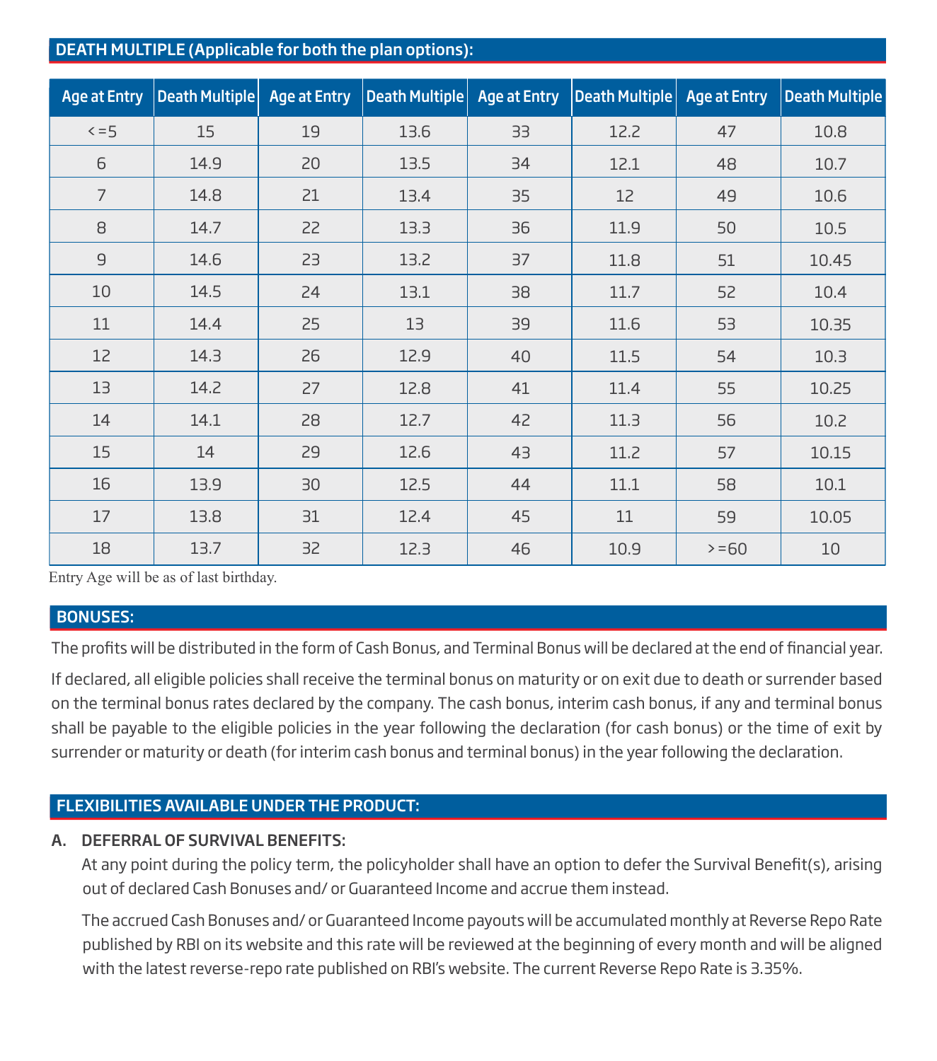## DEATH MULTIPLE (Applicable for both the plan options):

| Age at Entry | Death Multiple | Age at Entry | Death Multiple | Age at Entry | Death Multiple | Age at Entry | Death Multiple |
|---|---|---|---|---|---|---|---|
| <=5 | 15 | 19 | 13.6 | 33 | 12.2 | 47 | 10.8 |
| 6 | 14.9 | 20 | 13.5 | 34 | 12.1 | 48 | 10.7 |
| 7 | 14.8 | 21 | 13.4 | 35 | 12 | 49 | 10.6 |
| 8 | 14.7 | 22 | 13.3 | 36 | 11.9 | 50 | 10.5 |
| 9 | 14.6 | 23 | 13.2 | 37 | 11.8 | 51 | 10.45 |
| 10 | 14.5 | 24 | 13.1 | 38 | 11.7 | 52 | 10.4 |
| 11 | 14.4 | 25 | 13 | 39 | 11.6 | 53 | 10.35 |
| 12 | 14.3 | 26 | 12.9 | 40 | 11.5 | 54 | 10.3 |
| 13 | 14.2 | 27 | 12.8 | 41 | 11.4 | 55 | 10.25 |
| 14 | 14.1 | 28 | 12.7 | 42 | 11.3 | 56 | 10.2 |
| 15 | 14 | 29 | 12.6 | 43 | 11.2 | 57 | 10.15 |
| 16 | 13.9 | 30 | 12.5 | 44 | 11.1 | 58 | 10.1 |
| 17 | 13.8 | 31 | 12.4 | 45 | 11 | 59 | 10.05 |
| 18 | 13.7 | 32 | 12.3 | 46 | 10.9 | >=60 | 10 |

Entry Age will be as of last birthday.

## BONUSES:

The profits will be distributed in the form of Cash Bonus, and Terminal Bonus will be declared at the end of financial year.

If declared, all eligible policies shall receive the terminal bonus on maturity or on exit due to death or surrender based on the terminal bonus rates declared by the company. The cash bonus, interim cash bonus, if any and terminal bonus shall be payable to the eligible policies in the year following the declaration (for cash bonus) or the time of exit by surrender or maturity or death (for interim cash bonus and terminal bonus) in the year following the declaration.

## FLEXIBILITIES AVAILABLE UNDER THE PRODUCT:

### A. DEFERRAL OF SURVIVAL BENEFITS:

At any point during the policy term, the policyholder shall have an option to defer the Survival Benefit(s), arising out of declared Cash Bonuses and/ or Guaranteed Income and accrue them instead.

The accrued Cash Bonuses and/ or Guaranteed Income payouts will be accumulated monthly at Reverse Repo Rate published by RBI on its website and this rate will be reviewed at the beginning of every month and will be aligned with the latest reverse-repo rate published on RBI's website. The current Reverse Repo Rate is 3.35%.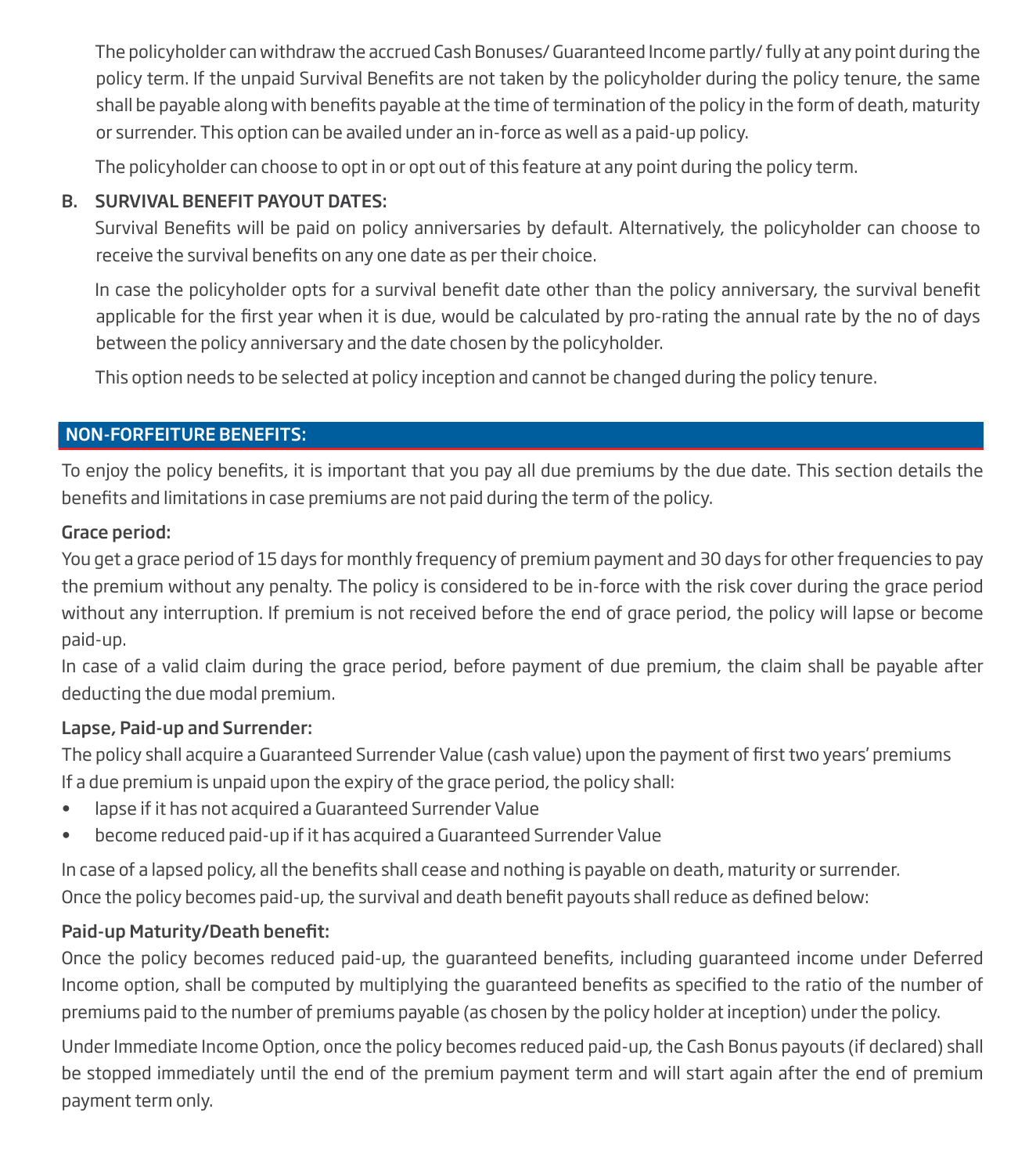The policyholder can withdraw the accrued Cash Bonuses/ Guaranteed Income partly/ fully at any point during the policy term. If the unpaid Survival Benefits are not taken by the policyholder during the policy tenure, the same shall be payable along with benefits payable at the time of termination of the policy in the form of death, maturity or surrender. This option can be availed under an in-force as well as a paid-up policy.

The policyholder can choose to opt in or opt out of this feature at any point during the policy term.

### B. SURVIVAL BENEFIT PAYOUT DATES:

Survival Benefits will be paid on policy anniversaries by default. Alternatively, the policyholder can choose to receive the survival benefits on any one date as per their choice.

In case the policyholder opts for a survival benefit date other than the policy anniversary, the survival benefit applicable for the first year when it is due, would be calculated by pro-rating the annual rate by the no of days between the policy anniversary and the date chosen by the policyholder.

This option needs to be selected at policy inception and cannot be changed during the policy tenure.

## NON-FORFEITURE BENEFITS:

To enjoy the policy benefits, it is important that you pay all due premiums by the due date. This section details the benefits and limitations in case premiums are not paid during the term of the policy.

### Grace period:

You get a grace period of 15 days for monthly frequency of premium payment and 30 days for other frequencies to pay the premium without any penalty. The policy is considered to be in-force with the risk cover during the grace period without any interruption. If premium is not received before the end of grace period, the policy will lapse or become paid-up.

In case of a valid claim during the grace period, before payment of due premium, the claim shall be payable after deducting the due modal premium.

### Lapse, Paid-up and Surrender:

The policy shall acquire a Guaranteed Surrender Value (cash value) upon the payment of first two years' premiums

If a due premium is unpaid upon the expiry of the grace period, the policy shall:

- lapse if it has not acquired a Guaranteed Surrender Value
- become reduced paid-up if it has acquired a Guaranteed Surrender Value

In case of a lapsed policy, all the benefits shall cease and nothing is payable on death, maturity or surrender.

Once the policy becomes paid-up, the survival and death benefit payouts shall reduce as defined below:

### Paid-up Maturity/Death benefit:

Once the policy becomes reduced paid-up, the guaranteed benefits, including guaranteed income under Deferred Income option, shall be computed by multiplying the guaranteed benefits as specified to the ratio of the number of premiums paid to the number of premiums payable (as chosen by the policy holder at inception) under the policy.

Under Immediate Income Option, once the policy becomes reduced paid-up, the Cash Bonus payouts (if declared) shall be stopped immediately until the end of the premium payment term and will start again after the end of premium payment term only.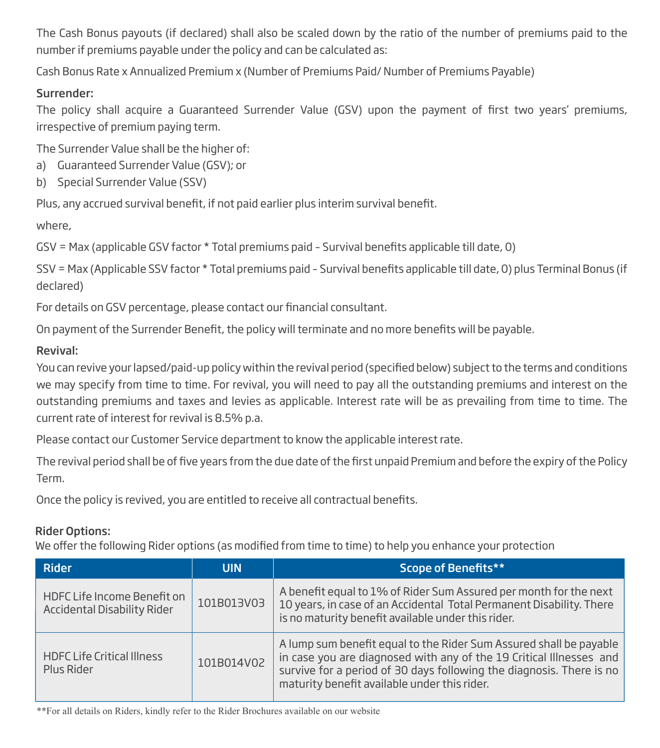The Cash Bonus payouts (if declared) shall also be scaled down by the ratio of the number of premiums paid to the number if premiums payable under the policy and can be calculated as:

Cash Bonus Rate x Annualized Premium x (Number of Premiums Paid/ Number of Premiums Payable)

**Surrender:**

The policy shall acquire a Guaranteed Surrender Value (GSV) upon the payment of first two years' premiums, irrespective of premium paying term.

The Surrender Value shall be the higher of:

a) Guaranteed Surrender Value (GSV); or
b) Special Surrender Value (SSV)

Plus, any accrued survival benefit, if not paid earlier plus interim survival benefit.

where,

GSV = Max (applicable GSV factor * Total premiums paid – Survival benefits applicable till date, 0)

SSV = Max (Applicable SSV factor * Total premiums paid – Survival benefits applicable till date, 0) plus Terminal Bonus (if declared)

For details on GSV percentage, please contact our financial consultant.

On payment of the Surrender Benefit, the policy will terminate and no more benefits will be payable.

**Revival:**

You can revive your lapsed/paid-up policy within the revival period (specified below) subject to the terms and conditions we may specify from time to time. For revival, you will need to pay all the outstanding premiums and interest on the outstanding premiums and taxes and levies as applicable. Interest rate will be as prevailing from time to time. The current rate of interest for revival is 8.5% p.a.

Please contact our Customer Service department to know the applicable interest rate.

The revival period shall be of five years from the due date of the first unpaid Premium and before the expiry of the Policy Term.

Once the policy is revived, you are entitled to receive all contractual benefits.

**Rider Options:**

We offer the following Rider options (as modified from time to time) to help you enhance your protection

| Rider | UIN | Scope of Benefits** |
|---|---|---|
| HDFC Life Income Benefit on Accidental Disability Rider | 101B013V03 | A benefit equal to 1% of Rider Sum Assured per month for the next 10 years, in case of an Accidental Total Permanent Disability. There is no maturity benefit available under this rider. |
| HDFC Life Critical Illness Plus Rider | 101B014V02 | A lump sum benefit equal to the Rider Sum Assured shall be payable in case you are diagnosed with any of the 19 Critical Illnesses and survive for a period of 30 days following the diagnosis. There is no maturity benefit available under this rider. |

**For all details on Riders, kindly refer to the Rider Brochures available on our website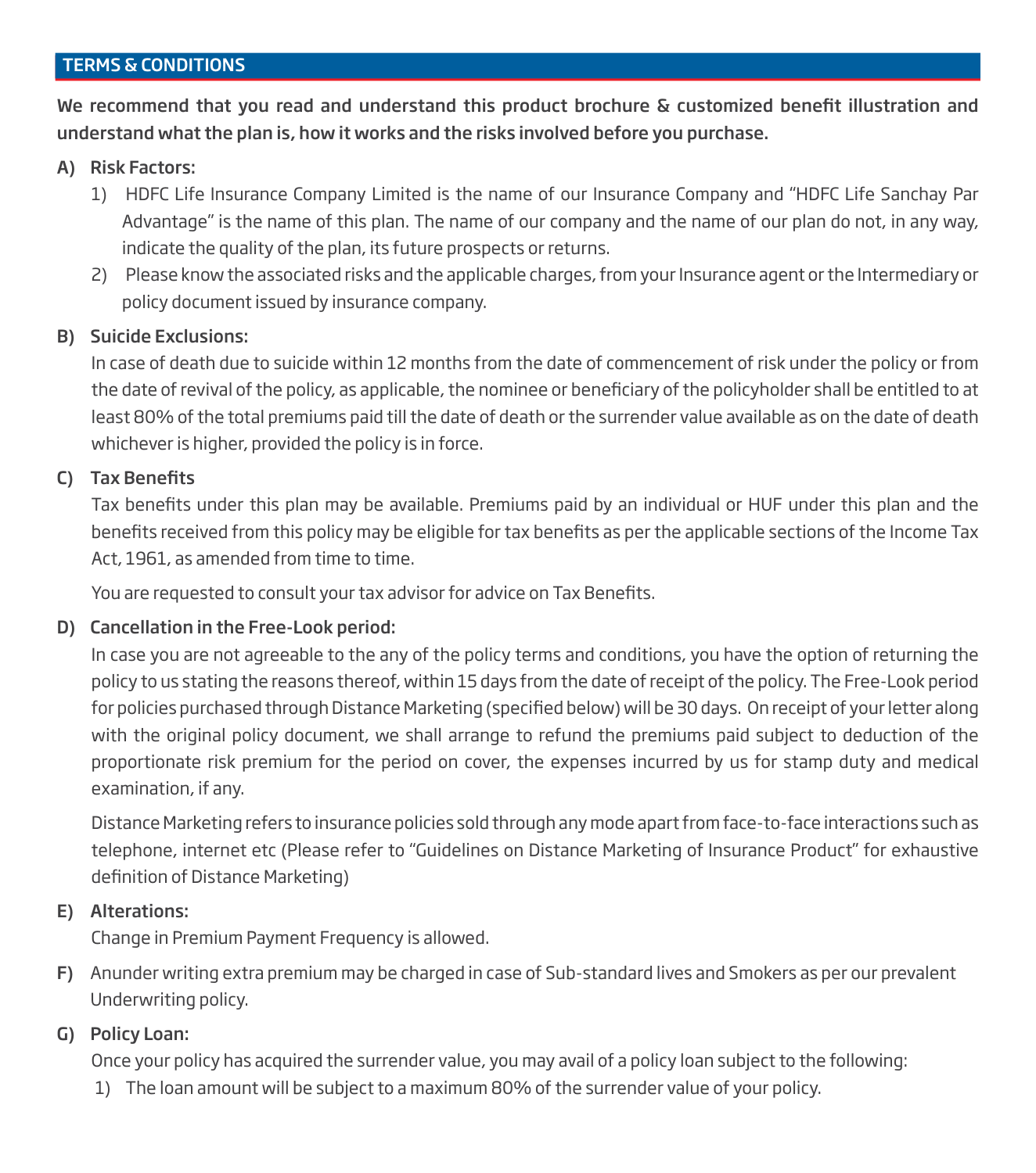## TERMS & CONDITIONS

**We recommend that you read and understand this product brochure & customized benefit illustration and understand what the plan is, how it works and the risks involved before you purchase.**

A) Risk Factors:

1) HDFC Life Insurance Company Limited is the name of our Insurance Company and "HDFC Life Sanchay Par Advantage" is the name of this plan. The name of our company and the name of our plan do not, in any way, indicate the quality of the plan, its future prospects or returns.
2) Please know the associated risks and the applicable charges, from your Insurance agent or the Intermediary or policy document issued by insurance company.

B) Suicide Exclusions:

In case of death due to suicide within 12 months from the date of commencement of risk under the policy or from the date of revival of the policy, as applicable, the nominee or beneficiary of the policyholder shall be entitled to at least 80% of the total premiums paid till the date of death or the surrender value available as on the date of death whichever is higher, provided the policy is in force.

C) Tax Benefits

Tax benefits under this plan may be available. Premiums paid by an individual or HUF under this plan and the benefits received from this policy may be eligible for tax benefits as per the applicable sections of the Income Tax Act, 1961, as amended from time to time.

You are requested to consult your tax advisor for advice on Tax Benefits.

D) Cancellation in the Free-Look period:

In case you are not agreeable to the any of the policy terms and conditions, you have the option of returning the policy to us stating the reasons thereof, within 15 days from the date of receipt of the policy. The Free-Look period for policies purchased through Distance Marketing (specified below) will be 30 days. On receipt of your letter along with the original policy document, we shall arrange to refund the premiums paid subject to deduction of the proportionate risk premium for the period on cover, the expenses incurred by us for stamp duty and medical examination, if any.

Distance Marketing refers to insurance policies sold through any mode apart from face-to-face interactions such as telephone, internet etc (Please refer to "Guidelines on Distance Marketing of Insurance Product" for exhaustive definition of Distance Marketing)

E) Alterations:

Change in Premium Payment Frequency is allowed.

F) Anunder writing extra premium may be charged in case of Sub-standard lives and Smokers as per our prevalent Underwriting policy.

G) Policy Loan:

Once your policy has acquired the surrender value, you may avail of a policy loan subject to the following:

1) The loan amount will be subject to a maximum 80% of the surrender value of your policy.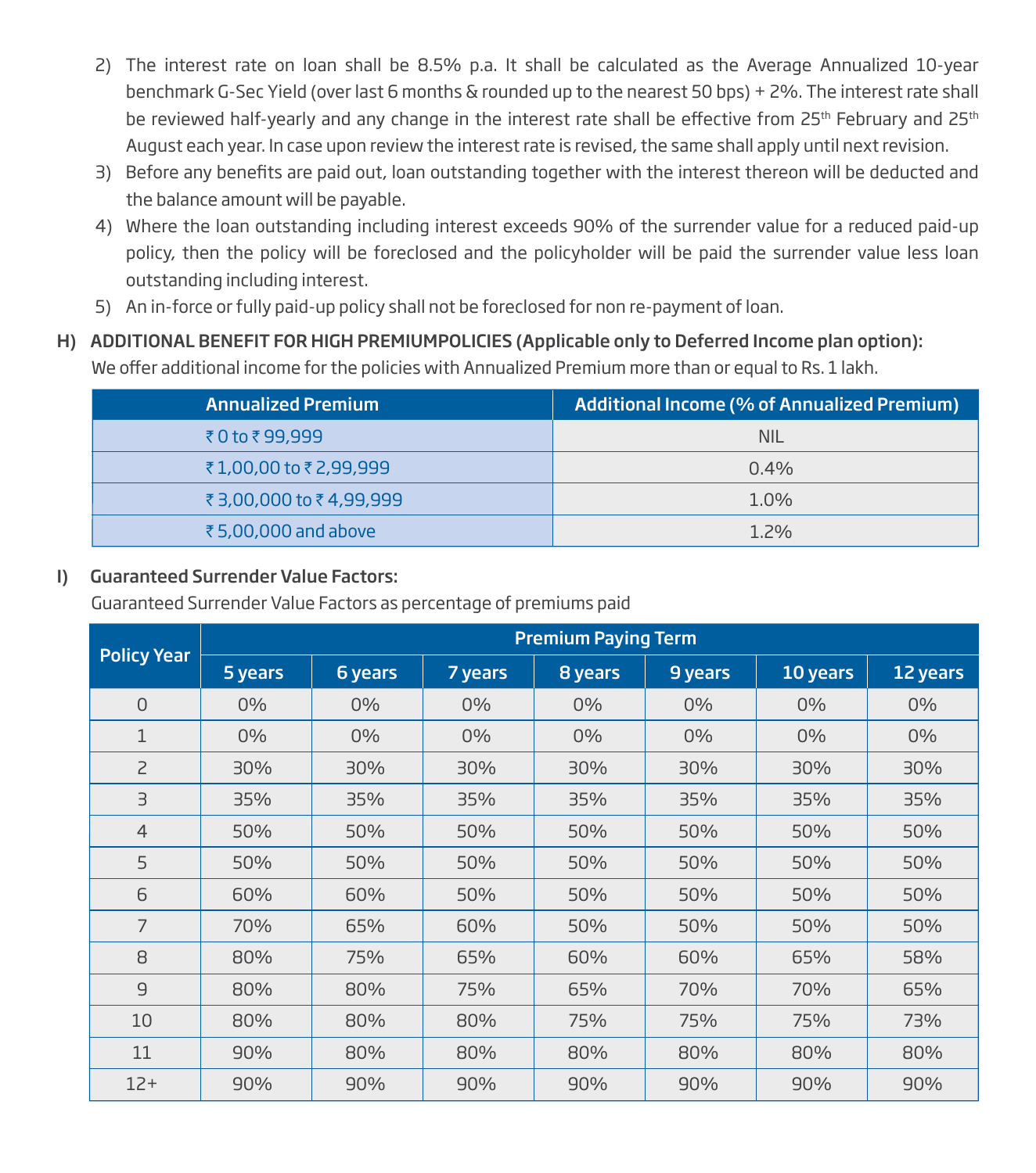2) The interest rate on loan shall be 8.5% p.a. It shall be calculated as the Average Annualized 10-year benchmark G-Sec Yield (over last 6 months & rounded up to the nearest 50 bps) + 2%. The interest rate shall be reviewed half-yearly and any change in the interest rate shall be effective from 25th February and 25th August each year. In case upon review the interest rate is revised, the same shall apply until next revision.
3) Before any benefits are paid out, loan outstanding together with the interest thereon will be deducted and the balance amount will be payable.
4) Where the loan outstanding including interest exceeds 90% of the surrender value for a reduced paid-up policy, then the policy will be foreclosed and the policyholder will be paid the surrender value less loan outstanding including interest.
5) An in-force or fully paid-up policy shall not be foreclosed for non re-payment of loan.

**H) ADDITIONAL BENEFIT FOR HIGH PREMIUMPOLICIES (Applicable only to Deferred Income plan option):**

We offer additional income for the policies with Annualized Premium more than or equal to Rs. 1 lakh.

| Annualized Premium | Additional Income (% of Annualized Premium) |
|---|---|
| ₹ 0 to ₹ 99,999 | NIL |
| ₹ 1,00,00 to ₹ 2,99,999 | 0.4% |
| ₹ 3,00,000 to ₹ 4,99,999 | 1.0% |
| ₹ 5,00,000 and above | 1.2% |

**I) Guaranteed Surrender Value Factors:**

Guaranteed Surrender Value Factors as percentage of premiums paid

| Policy Year | Premium Paying Term | | | | | | |
|---|---|---|---|---|---|---|---|
| | 5 years | 6 years | 7 years | 8 years | 9 years | 10 years | 12 years |
| 0 | 0% | 0% | 0% | 0% | 0% | 0% | 0% |
| 1 | 0% | 0% | 0% | 0% | 0% | 0% | 0% |
| 2 | 30% | 30% | 30% | 30% | 30% | 30% | 30% |
| 3 | 35% | 35% | 35% | 35% | 35% | 35% | 35% |
| 4 | 50% | 50% | 50% | 50% | 50% | 50% | 50% |
| 5 | 50% | 50% | 50% | 50% | 50% | 50% | 50% |
| 6 | 60% | 60% | 50% | 50% | 50% | 50% | 50% |
| 7 | 70% | 65% | 60% | 50% | 50% | 50% | 50% |
| 8 | 80% | 75% | 65% | 60% | 60% | 65% | 58% |
| 9 | 80% | 80% | 75% | 65% | 70% | 70% | 65% |
| 10 | 80% | 80% | 80% | 75% | 75% | 75% | 73% |
| 11 | 90% | 80% | 80% | 80% | 80% | 80% | 80% |
| 12+ | 90% | 90% | 90% | 90% | 90% | 90% | 90% |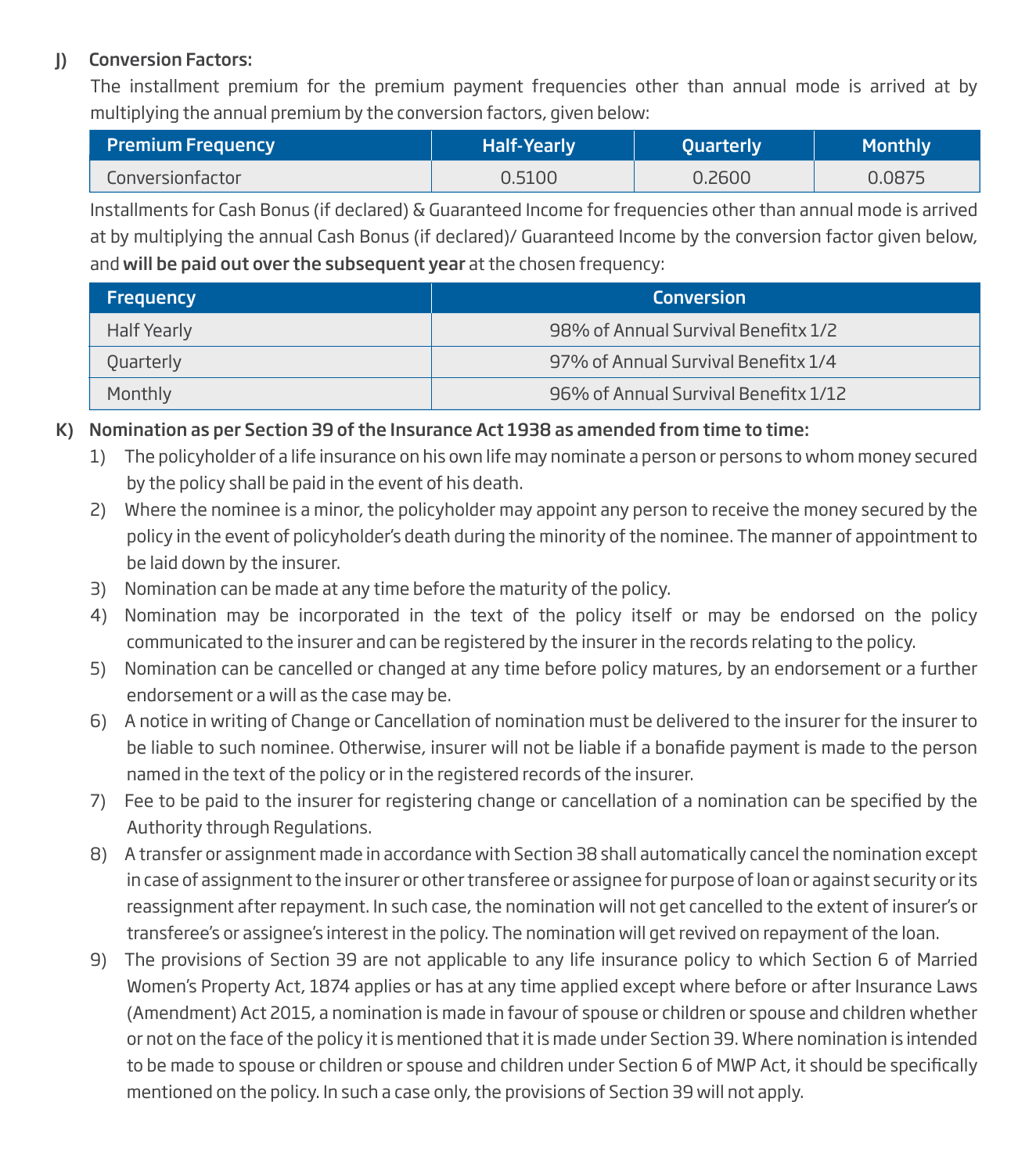### J) Conversion Factors:

The installment premium for the premium payment frequencies other than annual mode is arrived at by multiplying the annual premium by the conversion factors, given below:

| Premium Frequency | Half-Yearly | Quarterly | Monthly |
|---|---|---|---|
| Conversionfactor | 0.5100 | 0.2600 | 0.0875 |

Installments for Cash Bonus (if declared) & Guaranteed Income for frequencies other than annual mode is arrived at by multiplying the annual Cash Bonus (if declared)/ Guaranteed Income by the conversion factor given below, and **will be paid out over the subsequent year** at the chosen frequency:

| Frequency | Conversion |
|---|---|
| Half Yearly | 98% of Annual Survival Benefitx 1/2 |
| Quarterly | 97% of Annual Survival Benefitx 1/4 |
| Monthly | 96% of Annual Survival Benefitx 1/12 |

### K) Nomination as per Section 39 of the Insurance Act 1938 as amended from time to time:

1) The policyholder of a life insurance on his own life may nominate a person or persons to whom money secured by the policy shall be paid in the event of his death.
2) Where the nominee is a minor, the policyholder may appoint any person to receive the money secured by the policy in the event of policyholder's death during the minority of the nominee. The manner of appointment to be laid down by the insurer.
3) Nomination can be made at any time before the maturity of the policy.
4) Nomination may be incorporated in the text of the policy itself or may be endorsed on the policy communicated to the insurer and can be registered by the insurer in the records relating to the policy.
5) Nomination can be cancelled or changed at any time before policy matures, by an endorsement or a further endorsement or a will as the case may be.
6) A notice in writing of Change or Cancellation of nomination must be delivered to the insurer for the insurer to be liable to such nominee. Otherwise, insurer will not be liable if a bonafide payment is made to the person named in the text of the policy or in the registered records of the insurer.
7) Fee to be paid to the insurer for registering change or cancellation of a nomination can be specified by the Authority through Regulations.
8) A transfer or assignment made in accordance with Section 38 shall automatically cancel the nomination except in case of assignment to the insurer or other transferee or assignee for purpose of loan or against security or its reassignment after repayment. In such case, the nomination will not get cancelled to the extent of insurer's or transferee's or assignee's interest in the policy. The nomination will get revived on repayment of the loan.
9) The provisions of Section 39 are not applicable to any life insurance policy to which Section 6 of Married Women's Property Act, 1874 applies or has at any time applied except where before or after Insurance Laws (Amendment) Act 2015, a nomination is made in favour of spouse or children or spouse and children whether or not on the face of the policy it is mentioned that it is made under Section 39. Where nomination is intended to be made to spouse or children or spouse and children under Section 6 of MWP Act, it should be specifically mentioned on the policy. In such a case only, the provisions of Section 39 will not apply.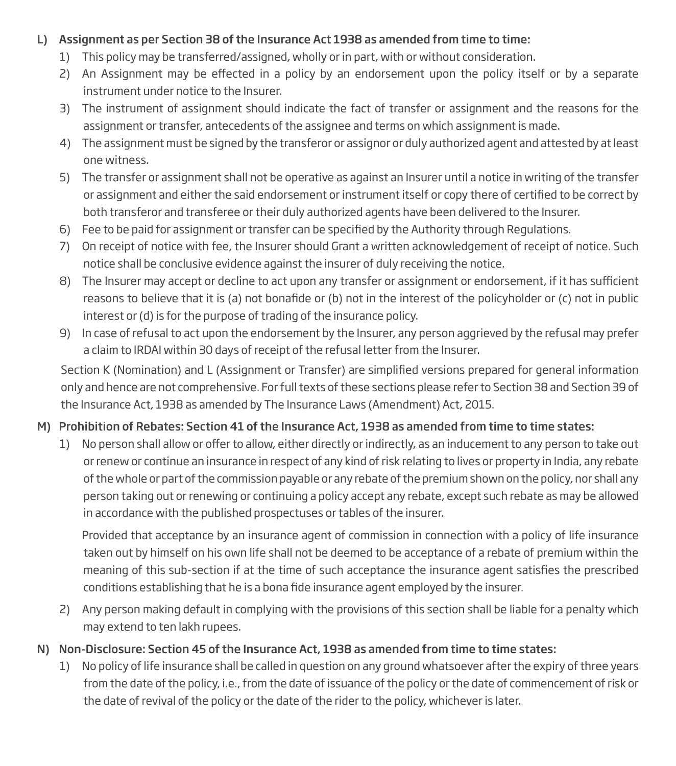**L) Assignment as per Section 38 of the Insurance Act 1938 as amended from time to time:**

1) This policy may be transferred/assigned, wholly or in part, with or without consideration.
2) An Assignment may be effected in a policy by an endorsement upon the policy itself or by a separate instrument under notice to the Insurer.
3) The instrument of assignment should indicate the fact of transfer or assignment and the reasons for the assignment or transfer, antecedents of the assignee and terms on which assignment is made.
4) The assignment must be signed by the transferor or assignor or duly authorized agent and attested by at least one witness.
5) The transfer or assignment shall not be operative as against an Insurer until a notice in writing of the transfer or assignment and either the said endorsement or instrument itself or copy there of certified to be correct by both transferor and transferee or their duly authorized agents have been delivered to the Insurer.
6) Fee to be paid for assignment or transfer can be specified by the Authority through Regulations.
7) On receipt of notice with fee, the Insurer should Grant a written acknowledgement of receipt of notice. Such notice shall be conclusive evidence against the insurer of duly receiving the notice.
8) The Insurer may accept or decline to act upon any transfer or assignment or endorsement, if it has sufficient reasons to believe that it is (a) not bonafide or (b) not in the interest of the policyholder or (c) not in public interest or (d) is for the purpose of trading of the insurance policy.
9) In case of refusal to act upon the endorsement by the Insurer, any person aggrieved by the refusal may prefer a claim to IRDAI within 30 days of receipt of the refusal letter from the Insurer.

Section K (Nomination) and L (Assignment or Transfer) are simplified versions prepared for general information only and hence are not comprehensive. For full texts of these sections please refer to Section 38 and Section 39 of the Insurance Act, 1938 as amended by The Insurance Laws (Amendment) Act, 2015.

**M) Prohibition of Rebates: Section 41 of the Insurance Act, 1938 as amended from time to time states:**

1) No person shall allow or offer to allow, either directly or indirectly, as an inducement to any person to take out or renew or continue an insurance in respect of any kind of risk relating to lives or property in India, any rebate of the whole or part of the commission payable or any rebate of the premium shown on the policy, nor shall any person taking out or renewing or continuing a policy accept any rebate, except such rebate as may be allowed in accordance with the published prospectuses or tables of the insurer.

   Provided that acceptance by an insurance agent of commission in connection with a policy of life insurance taken out by himself on his own life shall not be deemed to be acceptance of a rebate of premium within the meaning of this sub-section if at the time of such acceptance the insurance agent satisfies the prescribed conditions establishing that he is a bona fide insurance agent employed by the insurer.

2) Any person making default in complying with the provisions of this section shall be liable for a penalty which may extend to ten lakh rupees.

**N) Non-Disclosure: Section 45 of the Insurance Act, 1938 as amended from time to time states:**

1) No policy of life insurance shall be called in question on any ground whatsoever after the expiry of three years from the date of the policy, i.e., from the date of issuance of the policy or the date of commencement of risk or the date of revival of the policy or the date of the rider to the policy, whichever is later.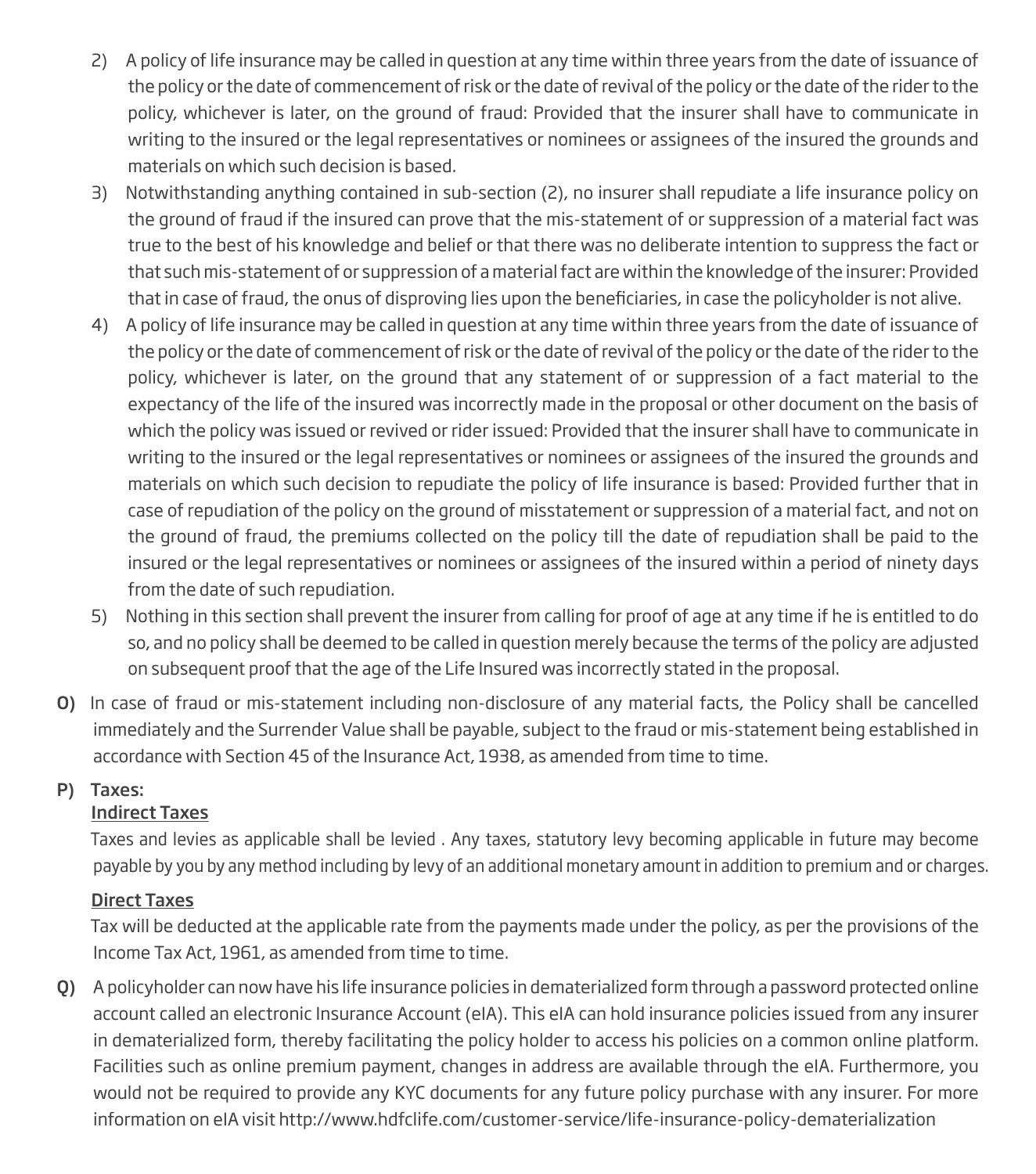2) A policy of life insurance may be called in question at any time within three years from the date of issuance of the policy or the date of commencement of risk or the date of revival of the policy or the date of the rider to the policy, whichever is later, on the ground of fraud: Provided that the insurer shall have to communicate in writing to the insured or the legal representatives or nominees or assignees of the insured the grounds and materials on which such decision is based.

3) Notwithstanding anything contained in sub-section (2), no insurer shall repudiate a life insurance policy on the ground of fraud if the insured can prove that the mis-statement of or suppression of a material fact was true to the best of his knowledge and belief or that there was no deliberate intention to suppress the fact or that such mis-statement of or suppression of a material fact are within the knowledge of the insurer: Provided that in case of fraud, the onus of disproving lies upon the beneficiaries, in case the policyholder is not alive.

4) A policy of life insurance may be called in question at any time within three years from the date of issuance of the policy or the date of commencement of risk or the date of revival of the policy or the date of the rider to the policy, whichever is later, on the ground that any statement of or suppression of a fact material to the expectancy of the life of the insured was incorrectly made in the proposal or other document on the basis of which the policy was issued or revived or rider issued: Provided that the insurer shall have to communicate in writing to the insured or the legal representatives or nominees or assignees of the insured the grounds and materials on which such decision to repudiate the policy of life insurance is based: Provided further that in case of repudiation of the policy on the ground of misstatement or suppression of a material fact, and not on the ground of fraud, the premiums collected on the policy till the date of repudiation shall be paid to the insured or the legal representatives or nominees or assignees of the insured within a period of ninety days from the date of such repudiation.

5) Nothing in this section shall prevent the insurer from calling for proof of age at any time if he is entitled to do so, and no policy shall be deemed to be called in question merely because the terms of the policy are adjusted on subsequent proof that the age of the Life Insured was incorrectly stated in the proposal.

**O)** In case of fraud or mis-statement including non-disclosure of any material facts, the Policy shall be cancelled immediately and the Surrender Value shall be payable, subject to the fraud or mis-statement being established in accordance with Section 45 of the Insurance Act, 1938, as amended from time to time.

**P) Taxes:**

**Indirect Taxes**

Taxes and levies as applicable shall be levied . Any taxes, statutory levy becoming applicable in future may become payable by you by any method including by levy of an additional monetary amount in addition to premium and or charges.

**Direct Taxes**

Tax will be deducted at the applicable rate from the payments made under the policy, as per the provisions of the Income Tax Act, 1961, as amended from time to time.

**Q)** A policyholder can now have his life insurance policies in dematerialized form through a password protected online account called an electronic Insurance Account (eIA). This eIA can hold insurance policies issued from any insurer in dematerialized form, thereby facilitating the policy holder to access his policies on a common online platform. Facilities such as online premium payment, changes in address are available through the eIA. Furthermore, you would not be required to provide any KYC documents for any future policy purchase with any insurer. For more information on eIA visit http://www.hdfclife.com/customer-service/life-insurance-policy-dematerialization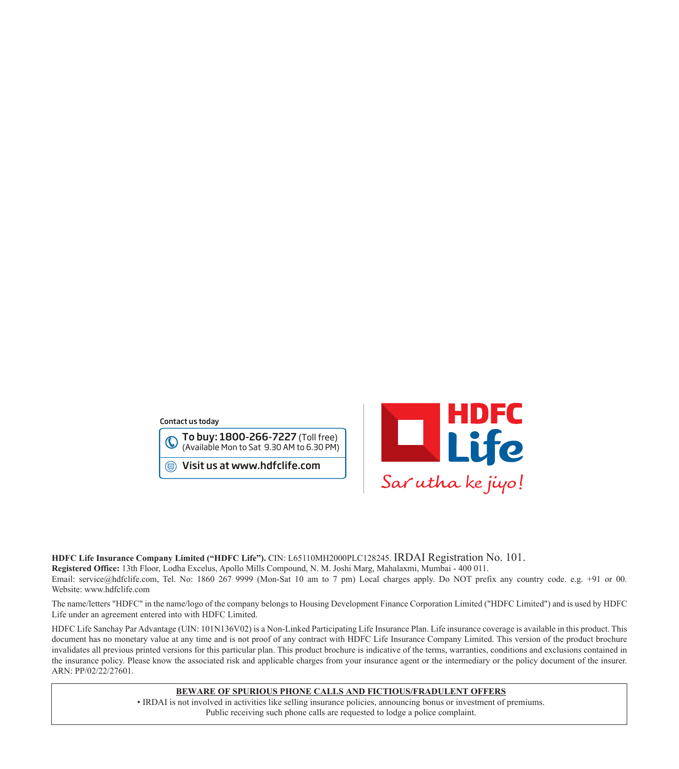Contact us today

**To buy: 1800-266-7227** (Toll free)
(Available Mon to Sat 9.30 AM to 6.30 PM)

**Visit us at www.hdfclife.com**

HDFC Life

Sar utha ke jiyo!

**HDFC Life Insurance Company Limited ("HDFC Life").** CIN: L65110MH2000PLC128245. IRDAI Registration No. 101.
**Registered Office:** 13th Floor, Lodha Excelus, Apollo Mills Compound, N. M. Joshi Marg, Mahalaxmi, Mumbai - 400 011.
Email: service@hdfclife.com, Tel. No: 1860 267 9999 (Mon-Sat 10 am to 7 pm) Local charges apply. Do NOT prefix any country code. e.g. +91 or 00. Website: www.hdfclife.com

The name/letters "HDFC" in the name/logo of the company belongs to Housing Development Finance Corporation Limited ("HDFC Limited") and is used by HDFC Life under an agreement entered into with HDFC Limited.

HDFC Life Sanchay Par Advantage (UIN: 101N136V02) is a Non-Linked Participating Life Insurance Plan. Life insurance coverage is available in this product. This document has no monetary value at any time and is not proof of any contract with HDFC Life Insurance Company Limited. This version of the product brochure invalidates all previous printed versions for this particular plan. This product brochure is indicative of the terms, warranties, conditions and exclusions contained in the insurance policy. Please know the associated risk and applicable charges from your insurance agent or the intermediary or the policy document of the insurer. ARN: PP/02/22/27601.

**BEWARE OF SPURIOUS PHONE CALLS AND FICTIOUS/FRADULENT OFFERS**

• IRDAI is not involved in activities like selling insurance policies, announcing bonus or investment of premiums. Public receiving such phone calls are requested to lodge a police complaint.